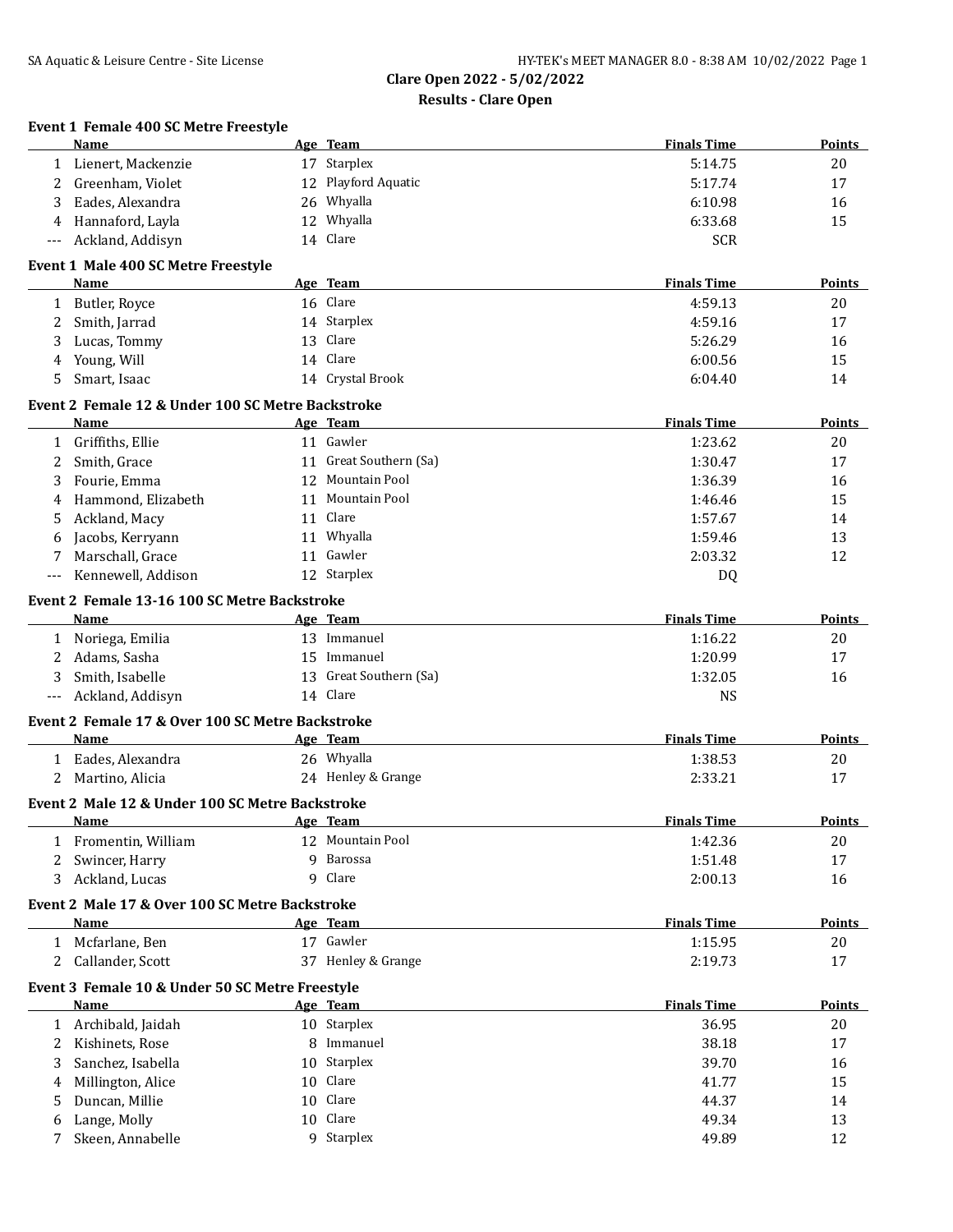# Clare Open 2022 - 5/02/2022

## Results - Clare Open

### Event 1 Female 400 SC Metre Freestyle

| | Name | Age | Team | Finals Time | Points |
|---|---|---|---|---|---|
| 1 | Lienert, Mackenzie | 17 | Starplex | 5:14.75 | 20 |
| 2 | Greenham, Violet | 12 | Playford Aquatic | 5:17.74 | 17 |
| 3 | Eades, Alexandra | 26 | Whyalla | 6:10.98 | 16 |
| 4 | Hannaford, Layla | 12 | Whyalla | 6:33.68 | 15 |
| --- | Ackland, Addisyn | 14 | Clare | SCR | |

### Event 1 Male 400 SC Metre Freestyle

| | Name | Age | Team | Finals Time | Points |
|---|---|---|---|---|---|
| 1 | Butler, Royce | 16 | Clare | 4:59.13 | 20 |
| 2 | Smith, Jarrad | 14 | Starplex | 4:59.16 | 17 |
| 3 | Lucas, Tommy | 13 | Clare | 5:26.29 | 16 |
| 4 | Young, Will | 14 | Clare | 6:00.56 | 15 |
| 5 | Smart, Isaac | 14 | Crystal Brook | 6:04.40 | 14 |

### Event 2 Female 12 & Under 100 SC Metre Backstroke

| | Name | Age | Team | Finals Time | Points |
|---|---|---|---|---|---|
| 1 | Griffiths, Ellie | 11 | Gawler | 1:23.62 | 20 |
| 2 | Smith, Grace | 11 | Great Southern (Sa) | 1:30.47 | 17 |
| 3 | Fourie, Emma | 12 | Mountain Pool | 1:36.39 | 16 |
| 4 | Hammond, Elizabeth | 11 | Mountain Pool | 1:46.46 | 15 |
| 5 | Ackland, Macy | 11 | Clare | 1:57.67 | 14 |
| 6 | Jacobs, Kerryann | 11 | Whyalla | 1:59.46 | 13 |
| 7 | Marschall, Grace | 11 | Gawler | 2:03.32 | 12 |
| --- | Kennewell, Addison | 12 | Starplex | DQ | |

### Event 2 Female 13-16 100 SC Metre Backstroke

| | Name | Age | Team | Finals Time | Points |
|---|---|---|---|---|---|
| 1 | Noriega, Emilia | 13 | Immanuel | 1:16.22 | 20 |
| 2 | Adams, Sasha | 15 | Immanuel | 1:20.99 | 17 |
| 3 | Smith, Isabelle | 13 | Great Southern (Sa) | 1:32.05 | 16 |
| --- | Ackland, Addisyn | 14 | Clare | NS | |

### Event 2 Female 17 & Over 100 SC Metre Backstroke

| | Name | Age | Team | Finals Time | Points |
|---|---|---|---|---|---|
| 1 | Eades, Alexandra | 26 | Whyalla | 1:38.53 | 20 |
| 2 | Martino, Alicia | 24 | Henley & Grange | 2:33.21 | 17 |

### Event 2 Male 12 & Under 100 SC Metre Backstroke

| | Name | Age | Team | Finals Time | Points |
|---|---|---|---|---|---|
| 1 | Fromentin, William | 12 | Mountain Pool | 1:42.36 | 20 |
| 2 | Swincer, Harry | 9 | Barossa | 1:51.48 | 17 |
| 3 | Ackland, Lucas | 9 | Clare | 2:00.13 | 16 |

### Event 2 Male 17 & Over 100 SC Metre Backstroke

| | Name | Age | Team | Finals Time | Points |
|---|---|---|---|---|---|
| 1 | Mcfarlane, Ben | 17 | Gawler | 1:15.95 | 20 |
| 2 | Callander, Scott | 37 | Henley & Grange | 2:19.73 | 17 |

### Event 3 Female 10 & Under 50 SC Metre Freestyle

| | Name | Age | Team | Finals Time | Points |
|---|---|---|---|---|---|
| 1 | Archibald, Jaidah | 10 | Starplex | 36.95 | 20 |
| 2 | Kishinets, Rose | 8 | Immanuel | 38.18 | 17 |
| 3 | Sanchez, Isabella | 10 | Starplex | 39.70 | 16 |
| 4 | Millington, Alice | 10 | Clare | 41.77 | 15 |
| 5 | Duncan, Millie | 10 | Clare | 44.37 | 14 |
| 6 | Lange, Molly | 10 | Clare | 49.34 | 13 |
| 7 | Skeen, Annabelle | 9 | Starplex | 49.89 | 12 |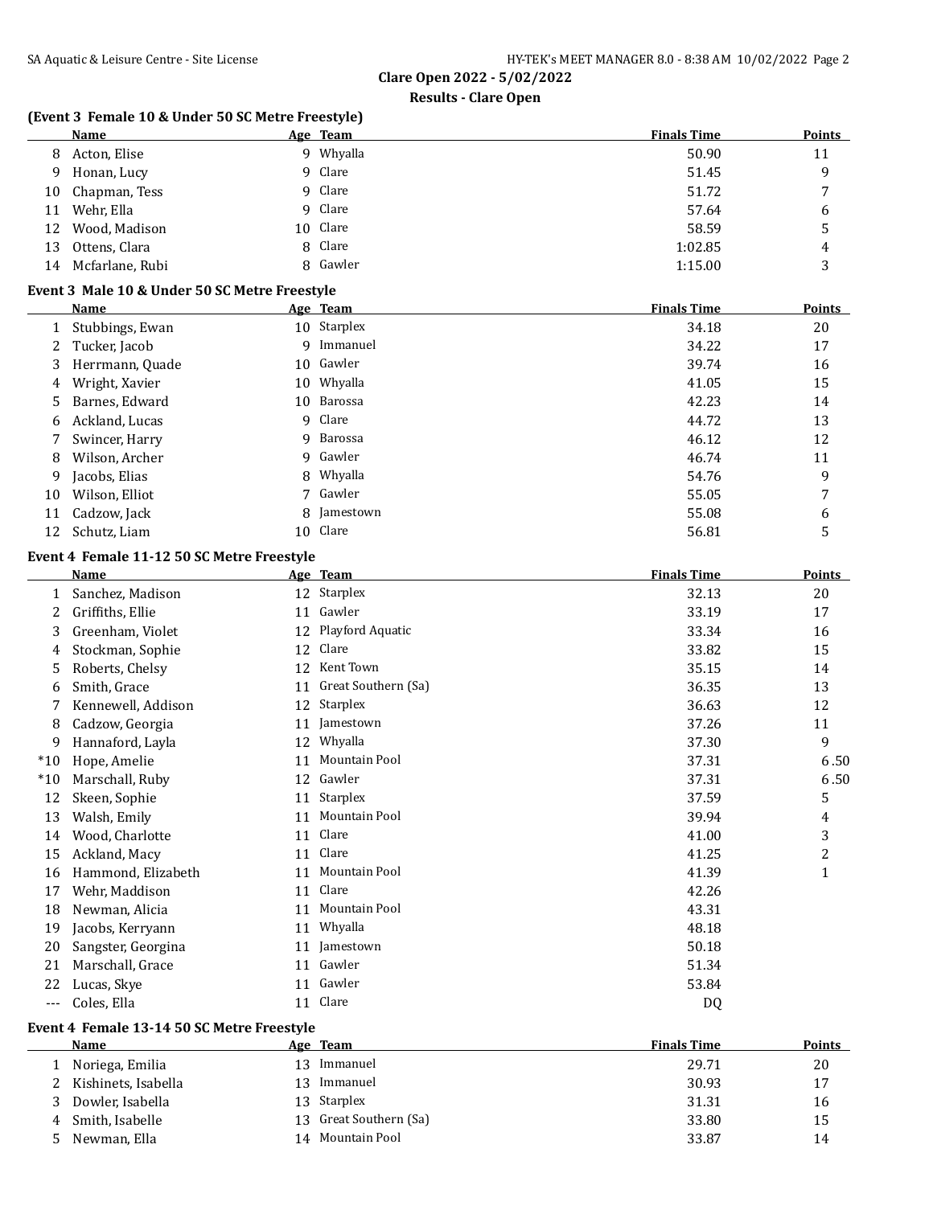**Clare Open 2022 - 5/02/2022**

**Results - Clare Open**

### (Event 3 Female 10 & Under 50 SC Metre Freestyle)

| | Name | Age | Team | Finals Time | Points |
|---|---|---|---|---|---|
| 8 | Acton, Elise | 9 | Whyalla | 50.90 | 11 |
| 9 | Honan, Lucy | 9 | Clare | 51.45 | 9 |
| 10 | Chapman, Tess | 9 | Clare | 51.72 | 7 |
| 11 | Wehr, Ella | 9 | Clare | 57.64 | 6 |
| 12 | Wood, Madison | 10 | Clare | 58.59 | 5 |
| 13 | Ottens, Clara | 8 | Clare | 1:02.85 | 4 |
| 14 | Mcfarlane, Rubi | 8 | Gawler | 1:15.00 | 3 |

### Event 3 Male 10 & Under 50 SC Metre Freestyle

| | Name | Age | Team | Finals Time | Points |
|---|---|---|---|---|---|
| 1 | Stubbings, Ewan | 10 | Starplex | 34.18 | 20 |
| 2 | Tucker, Jacob | 9 | Immanuel | 34.22 | 17 |
| 3 | Herrmann, Quade | 10 | Gawler | 39.74 | 16 |
| 4 | Wright, Xavier | 10 | Whyalla | 41.05 | 15 |
| 5 | Barnes, Edward | 10 | Barossa | 42.23 | 14 |
| 6 | Ackland, Lucas | 9 | Clare | 44.72 | 13 |
| 7 | Swincer, Harry | 9 | Barossa | 46.12 | 12 |
| 8 | Wilson, Archer | 9 | Gawler | 46.74 | 11 |
| 9 | Jacobs, Elias | 8 | Whyalla | 54.76 | 9 |
| 10 | Wilson, Elliot | 7 | Gawler | 55.05 | 7 |
| 11 | Cadzow, Jack | 8 | Jamestown | 55.08 | 6 |
| 12 | Schutz, Liam | 10 | Clare | 56.81 | 5 |

### Event 4 Female 11-12 50 SC Metre Freestyle

| | Name | Age | Team | Finals Time | Points |
|---|---|---|---|---|---|
| 1 | Sanchez, Madison | 12 | Starplex | 32.13 | 20 |
| 2 | Griffiths, Ellie | 11 | Gawler | 33.19 | 17 |
| 3 | Greenham, Violet | 12 | Playford Aquatic | 33.34 | 16 |
| 4 | Stockman, Sophie | 12 | Clare | 33.82 | 15 |
| 5 | Roberts, Chelsy | 12 | Kent Town | 35.15 | 14 |
| 6 | Smith, Grace | 11 | Great Southern (Sa) | 36.35 | 13 |
| 7 | Kennewell, Addison | 12 | Starplex | 36.63 | 12 |
| 8 | Cadzow, Georgia | 11 | Jamestown | 37.26 | 11 |
| 9 | Hannaford, Layla | 12 | Whyalla | 37.30 | 9 |
| *10 | Hope, Amelie | 11 | Mountain Pool | 37.31 | 6.50 |
| *10 | Marschall, Ruby | 12 | Gawler | 37.31 | 6.50 |
| 12 | Skeen, Sophie | 11 | Starplex | 37.59 | 5 |
| 13 | Walsh, Emily | 11 | Mountain Pool | 39.94 | 4 |
| 14 | Wood, Charlotte | 11 | Clare | 41.00 | 3 |
| 15 | Ackland, Macy | 11 | Clare | 41.25 | 2 |
| 16 | Hammond, Elizabeth | 11 | Mountain Pool | 41.39 | 1 |
| 17 | Wehr, Maddison | 11 | Clare | 42.26 | |
| 18 | Newman, Alicia | 11 | Mountain Pool | 43.31 | |
| 19 | Jacobs, Kerryann | 11 | Whyalla | 48.18 | |
| 20 | Sangster, Georgina | 11 | Jamestown | 50.18 | |
| 21 | Marschall, Grace | 11 | Gawler | 51.34 | |
| 22 | Lucas, Skye | 11 | Gawler | 53.84 | |
| --- | Coles, Ella | 11 | Clare | DQ | |

### Event 4 Female 13-14 50 SC Metre Freestyle

| | Name | Age | Team | Finals Time | Points |
|---|---|---|---|---|---|
| 1 | Noriega, Emilia | 13 | Immanuel | 29.71 | 20 |
| 2 | Kishinets, Isabella | 13 | Immanuel | 30.93 | 17 |
| 3 | Dowler, Isabella | 13 | Starplex | 31.31 | 16 |
| 4 | Smith, Isabelle | 13 | Great Southern (Sa) | 33.80 | 15 |
| 5 | Newman, Ella | 14 | Mountain Pool | 33.87 | 14 |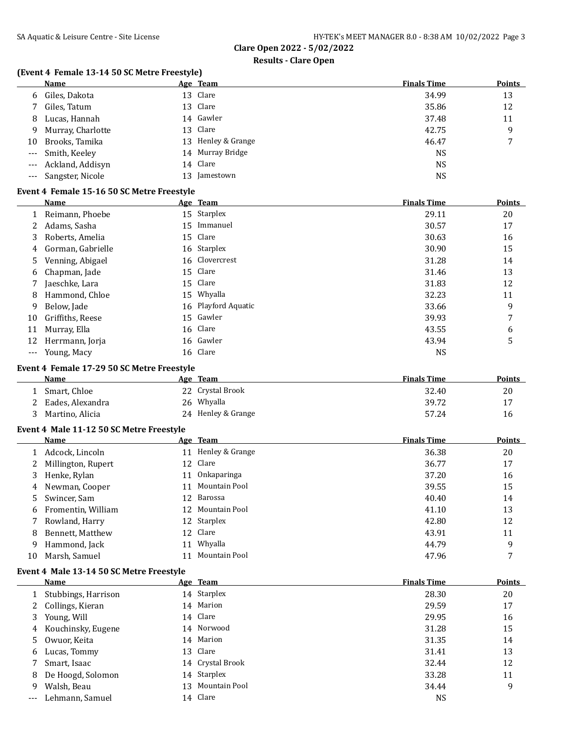**Clare Open 2022 - 5/02/2022**

**Results - Clare Open**

### (Event 4 Female 13-14 50 SC Metre Freestyle)

| | Name | Age | Team | Finals Time | Points |
|---|---|---|---|---|---|
| 6 | Giles, Dakota | 13 | Clare | 34.99 | 13 |
| 7 | Giles, Tatum | 13 | Clare | 35.86 | 12 |
| 8 | Lucas, Hannah | 14 | Gawler | 37.48 | 11 |
| 9 | Murray, Charlotte | 13 | Clare | 42.75 | 9 |
| 10 | Brooks, Tamika | 13 | Henley & Grange | 46.47 | 7 |
| --- | Smith, Keeley | 14 | Murray Bridge | NS | |
| --- | Ackland, Addisyn | 14 | Clare | NS | |
| --- | Sangster, Nicole | 13 | Jamestown | NS | |

### Event 4 Female 15-16 50 SC Metre Freestyle

| | Name | Age | Team | Finals Time | Points |
|---|---|---|---|---|---|
| 1 | Reimann, Phoebe | 15 | Starplex | 29.11 | 20 |
| 2 | Adams, Sasha | 15 | Immanuel | 30.57 | 17 |
| 3 | Roberts, Amelia | 15 | Clare | 30.63 | 16 |
| 4 | Gorman, Gabrielle | 16 | Starplex | 30.90 | 15 |
| 5 | Venning, Abigael | 16 | Clovercrest | 31.28 | 14 |
| 6 | Chapman, Jade | 15 | Clare | 31.46 | 13 |
| 7 | Jaeschke, Lara | 15 | Clare | 31.83 | 12 |
| 8 | Hammond, Chloe | 15 | Whyalla | 32.23 | 11 |
| 9 | Below, Jade | 16 | Playford Aquatic | 33.66 | 9 |
| 10 | Griffiths, Reese | 15 | Gawler | 39.93 | 7 |
| 11 | Murray, Ella | 16 | Clare | 43.55 | 6 |
| 12 | Herrmann, Jorja | 16 | Gawler | 43.94 | 5 |
| --- | Young, Macy | 16 | Clare | NS | |

### Event 4 Female 17-29 50 SC Metre Freestyle

| | Name | Age | Team | Finals Time | Points |
|---|---|---|---|---|---|
| 1 | Smart, Chloe | 22 | Crystal Brook | 32.40 | 20 |
| 2 | Eades, Alexandra | 26 | Whyalla | 39.72 | 17 |
| 3 | Martino, Alicia | 24 | Henley & Grange | 57.24 | 16 |

### Event 4 Male 11-12 50 SC Metre Freestyle

| | Name | Age | Team | Finals Time | Points |
|---|---|---|---|---|---|
| 1 | Adcock, Lincoln | 11 | Henley & Grange | 36.38 | 20 |
| 2 | Millington, Rupert | 12 | Clare | 36.77 | 17 |
| 3 | Henke, Rylan | 11 | Onkaparinga | 37.20 | 16 |
| 4 | Newman, Cooper | 11 | Mountain Pool | 39.55 | 15 |
| 5 | Swincer, Sam | 12 | Barossa | 40.40 | 14 |
| 6 | Fromentin, William | 12 | Mountain Pool | 41.10 | 13 |
| 7 | Rowland, Harry | 12 | Starplex | 42.80 | 12 |
| 8 | Bennett, Matthew | 12 | Clare | 43.91 | 11 |
| 9 | Hammond, Jack | 11 | Whyalla | 44.79 | 9 |
| 10 | Marsh, Samuel | 11 | Mountain Pool | 47.96 | 7 |

### Event 4 Male 13-14 50 SC Metre Freestyle

| | Name | Age | Team | Finals Time | Points |
|---|---|---|---|---|---|
| 1 | Stubbings, Harrison | 14 | Starplex | 28.30 | 20 |
| 2 | Collings, Kieran | 14 | Marion | 29.59 | 17 |
| 3 | Young, Will | 14 | Clare | 29.95 | 16 |
| 4 | Kouchinsky, Eugene | 14 | Norwood | 31.28 | 15 |
| 5 | Owuor, Keita | 14 | Marion | 31.35 | 14 |
| 6 | Lucas, Tommy | 13 | Clare | 31.41 | 13 |
| 7 | Smart, Isaac | 14 | Crystal Brook | 32.44 | 12 |
| 8 | De Hoogd, Solomon | 14 | Starplex | 33.28 | 11 |
| 9 | Walsh, Beau | 13 | Mountain Pool | 34.44 | 9 |
| --- | Lehmann, Samuel | 14 | Clare | NS | |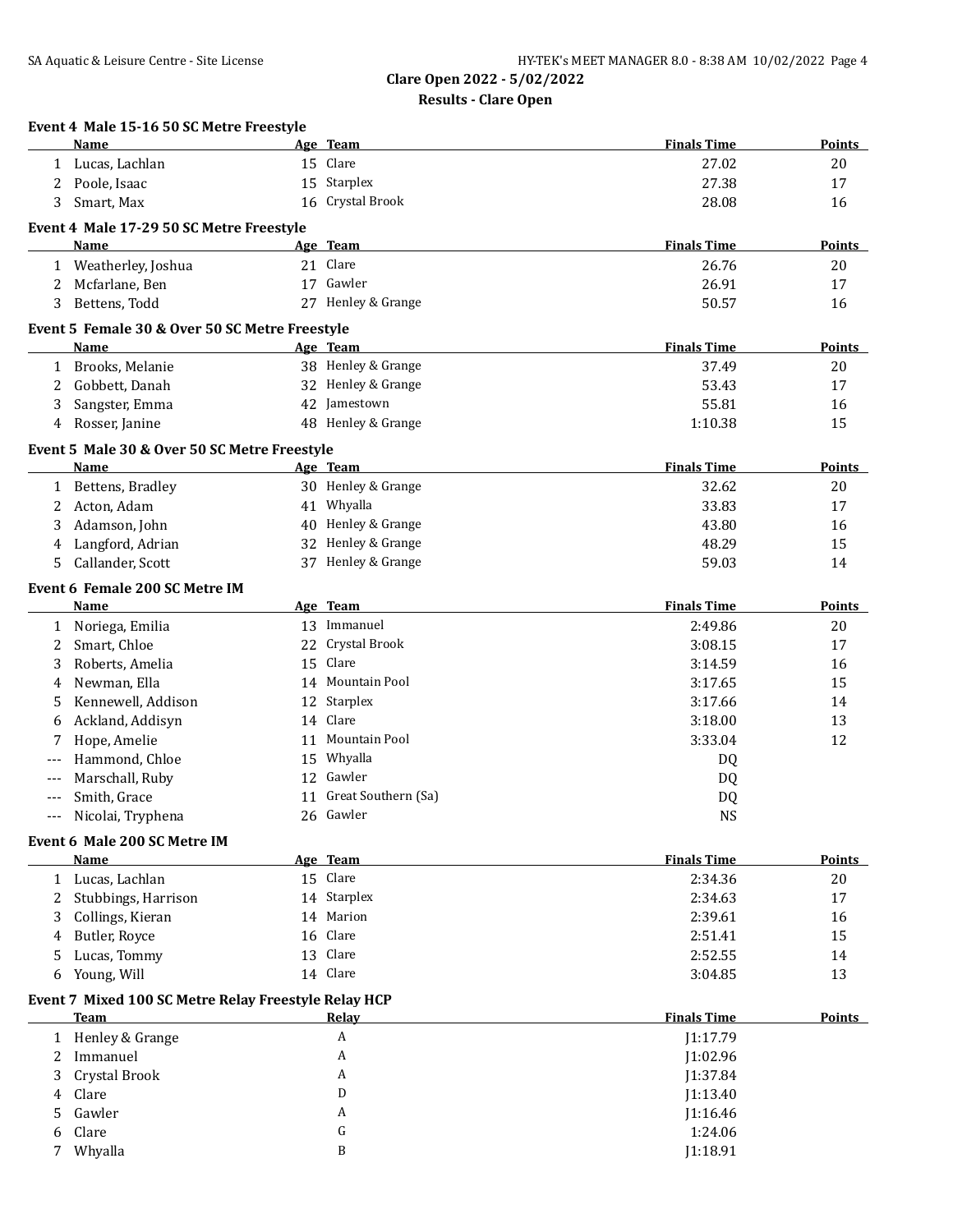## Clare Open 2022 - 5/02/2022

### Results - Clare Open

**Event 4 Male 15-16 50 SC Metre Freestyle**

| | Name | Age | Team | Finals Time | Points |
|---|---|---|---|---|---|
| 1 | Lucas, Lachlan | 15 | Clare | 27.02 | 20 |
| 2 | Poole, Isaac | 15 | Starplex | 27.38 | 17 |
| 3 | Smart, Max | 16 | Crystal Brook | 28.08 | 16 |

**Event 4 Male 17-29 50 SC Metre Freestyle**

| | Name | Age | Team | Finals Time | Points |
|---|---|---|---|---|---|
| 1 | Weatherley, Joshua | 21 | Clare | 26.76 | 20 |
| 2 | Mcfarlane, Ben | 17 | Gawler | 26.91 | 17 |
| 3 | Bettens, Todd | 27 | Henley & Grange | 50.57 | 16 |

**Event 5 Female 30 & Over 50 SC Metre Freestyle**

| | Name | Age | Team | Finals Time | Points |
|---|---|---|---|---|---|
| 1 | Brooks, Melanie | 38 | Henley & Grange | 37.49 | 20 |
| 2 | Gobbett, Danah | 32 | Henley & Grange | 53.43 | 17 |
| 3 | Sangster, Emma | 42 | Jamestown | 55.81 | 16 |
| 4 | Rosser, Janine | 48 | Henley & Grange | 1:10.38 | 15 |

**Event 5 Male 30 & Over 50 SC Metre Freestyle**

| | Name | Age | Team | Finals Time | Points |
|---|---|---|---|---|---|
| 1 | Bettens, Bradley | 30 | Henley & Grange | 32.62 | 20 |
| 2 | Acton, Adam | 41 | Whyalla | 33.83 | 17 |
| 3 | Adamson, John | 40 | Henley & Grange | 43.80 | 16 |
| 4 | Langford, Adrian | 32 | Henley & Grange | 48.29 | 15 |
| 5 | Callander, Scott | 37 | Henley & Grange | 59.03 | 14 |

**Event 6 Female 200 SC Metre IM**

| | Name | Age | Team | Finals Time | Points |
|---|---|---|---|---|---|
| 1 | Noriega, Emilia | 13 | Immanuel | 2:49.86 | 20 |
| 2 | Smart, Chloe | 22 | Crystal Brook | 3:08.15 | 17 |
| 3 | Roberts, Amelia | 15 | Clare | 3:14.59 | 16 |
| 4 | Newman, Ella | 14 | Mountain Pool | 3:17.65 | 15 |
| 5 | Kennewell, Addison | 12 | Starplex | 3:17.66 | 14 |
| 6 | Ackland, Addisyn | 14 | Clare | 3:18.00 | 13 |
| 7 | Hope, Amelie | 11 | Mountain Pool | 3:33.04 | 12 |
| --- | Hammond, Chloe | 15 | Whyalla | DQ | |
| --- | Marschall, Ruby | 12 | Gawler | DQ | |
| --- | Smith, Grace | 11 | Great Southern (Sa) | DQ | |
| --- | Nicolai, Tryphena | 26 | Gawler | NS | |

**Event 6 Male 200 SC Metre IM**

| | Name | Age | Team | Finals Time | Points |
|---|---|---|---|---|---|
| 1 | Lucas, Lachlan | 15 | Clare | 2:34.36 | 20 |
| 2 | Stubbings, Harrison | 14 | Starplex | 2:34.63 | 17 |
| 3 | Collings, Kieran | 14 | Marion | 2:39.61 | 16 |
| 4 | Butler, Royce | 16 | Clare | 2:51.41 | 15 |
| 5 | Lucas, Tommy | 13 | Clare | 2:52.55 | 14 |
| 6 | Young, Will | 14 | Clare | 3:04.85 | 13 |

**Event 7 Mixed 100 SC Metre Relay Freestyle Relay HCP**

| | Team | Relay | Finals Time | Points |
|---|---|---|---|---|
| 1 | Henley & Grange | A | J1:17.79 | |
| 2 | Immanuel | A | J1:02.96 | |
| 3 | Crystal Brook | A | J1:37.84 | |
| 4 | Clare | D | J1:13.40 | |
| 5 | Gawler | A | J1:16.46 | |
| 6 | Clare | G | 1:24.06 | |
| 7 | Whyalla | B | J1:18.91 | |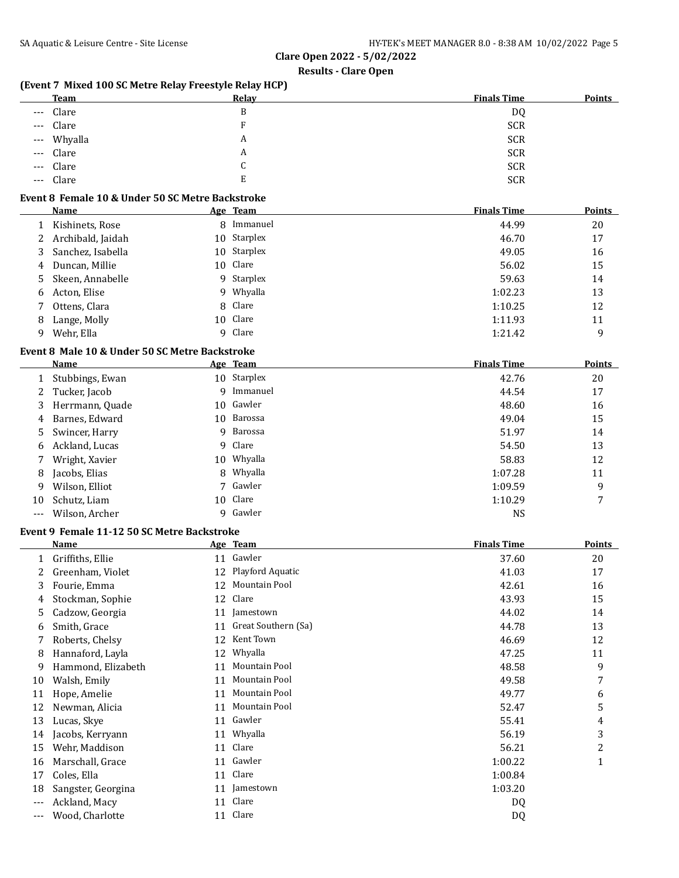## Clare Open 2022 - 5/02/2022

### Results - Clare Open

#### (Event 7 Mixed 100 SC Metre Relay Freestyle Relay HCP)

| | Team | Relay | Finals Time | Points |
|---|---|---|---|---|
| --- | Clare | B | DQ | |
| --- | Clare | F | SCR | |
| --- | Whyalla | A | SCR | |
| --- | Clare | A | SCR | |
| --- | Clare | C | SCR | |
| --- | Clare | E | SCR | |

#### Event 8 Female 10 & Under 50 SC Metre Backstroke

| | Name | Age | Team | Finals Time | Points |
|---|---|---|---|---|---|
| 1 | Kishinets, Rose | 8 | Immanuel | 44.99 | 20 |
| 2 | Archibald, Jaidah | 10 | Starplex | 46.70 | 17 |
| 3 | Sanchez, Isabella | 10 | Starplex | 49.05 | 16 |
| 4 | Duncan, Millie | 10 | Clare | 56.02 | 15 |
| 5 | Skeen, Annabelle | 9 | Starplex | 59.63 | 14 |
| 6 | Acton, Elise | 9 | Whyalla | 1:02.23 | 13 |
| 7 | Ottens, Clara | 8 | Clare | 1:10.25 | 12 |
| 8 | Lange, Molly | 10 | Clare | 1:11.93 | 11 |
| 9 | Wehr, Ella | 9 | Clare | 1:21.42 | 9 |

#### Event 8 Male 10 & Under 50 SC Metre Backstroke

| | Name | Age | Team | Finals Time | Points |
|---|---|---|---|---|---|
| 1 | Stubbings, Ewan | 10 | Starplex | 42.76 | 20 |
| 2 | Tucker, Jacob | 9 | Immanuel | 44.54 | 17 |
| 3 | Herrmann, Quade | 10 | Gawler | 48.60 | 16 |
| 4 | Barnes, Edward | 10 | Barossa | 49.04 | 15 |
| 5 | Swincer, Harry | 9 | Barossa | 51.97 | 14 |
| 6 | Ackland, Lucas | 9 | Clare | 54.50 | 13 |
| 7 | Wright, Xavier | 10 | Whyalla | 58.83 | 12 |
| 8 | Jacobs, Elias | 8 | Whyalla | 1:07.28 | 11 |
| 9 | Wilson, Elliot | 7 | Gawler | 1:09.59 | 9 |
| 10 | Schutz, Liam | 10 | Clare | 1:10.29 | 7 |
| --- | Wilson, Archer | 9 | Gawler | NS | |

#### Event 9 Female 11-12 50 SC Metre Backstroke

| | Name | Age | Team | Finals Time | Points |
|---|---|---|---|---|---|
| 1 | Griffiths, Ellie | 11 | Gawler | 37.60 | 20 |
| 2 | Greenham, Violet | 12 | Playford Aquatic | 41.03 | 17 |
| 3 | Fourie, Emma | 12 | Mountain Pool | 42.61 | 16 |
| 4 | Stockman, Sophie | 12 | Clare | 43.93 | 15 |
| 5 | Cadzow, Georgia | 11 | Jamestown | 44.02 | 14 |
| 6 | Smith, Grace | 11 | Great Southern (Sa) | 44.78 | 13 |
| 7 | Roberts, Chelsy | 12 | Kent Town | 46.69 | 12 |
| 8 | Hannaford, Layla | 12 | Whyalla | 47.25 | 11 |
| 9 | Hammond, Elizabeth | 11 | Mountain Pool | 48.58 | 9 |
| 10 | Walsh, Emily | 11 | Mountain Pool | 49.58 | 7 |
| 11 | Hope, Amelie | 11 | Mountain Pool | 49.77 | 6 |
| 12 | Newman, Alicia | 11 | Mountain Pool | 52.47 | 5 |
| 13 | Lucas, Skye | 11 | Gawler | 55.41 | 4 |
| 14 | Jacobs, Kerryann | 11 | Whyalla | 56.19 | 3 |
| 15 | Wehr, Maddison | 11 | Clare | 56.21 | 2 |
| 16 | Marschall, Grace | 11 | Gawler | 1:00.22 | 1 |
| 17 | Coles, Ella | 11 | Clare | 1:00.84 | |
| 18 | Sangster, Georgina | 11 | Jamestown | 1:03.20 | |
| --- | Ackland, Macy | 11 | Clare | DQ | |
| --- | Wood, Charlotte | 11 | Clare | DQ | |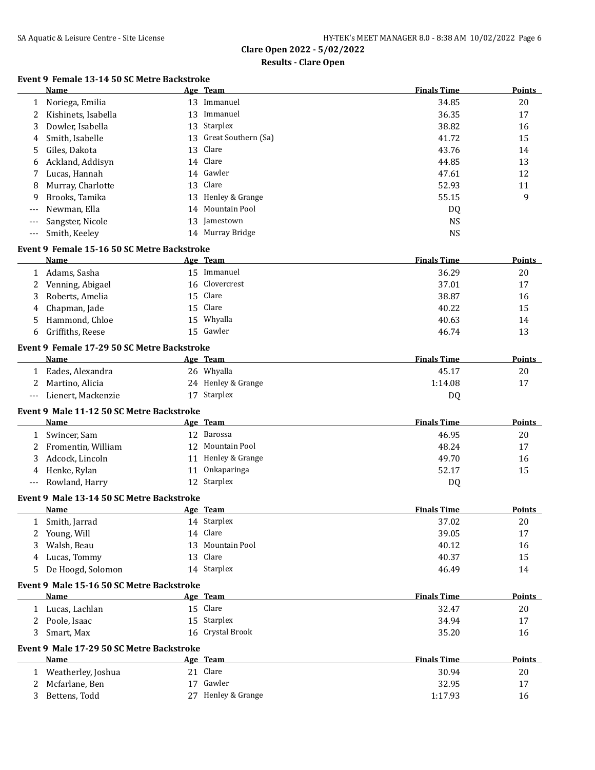**Clare Open 2022 - 5/02/2022**

**Results - Clare Open**

### Event 9 Female 13-14 50 SC Metre Backstroke

| | Name | Age | Team | Finals Time | Points |
|---|---|---|---|---|---|
| 1 | Noriega, Emilia | 13 | Immanuel | 34.85 | 20 |
| 2 | Kishinets, Isabella | 13 | Immanuel | 36.35 | 17 |
| 3 | Dowler, Isabella | 13 | Starplex | 38.82 | 16 |
| 4 | Smith, Isabelle | 13 | Great Southern (Sa) | 41.72 | 15 |
| 5 | Giles, Dakota | 13 | Clare | 43.76 | 14 |
| 6 | Ackland, Addisyn | 14 | Clare | 44.85 | 13 |
| 7 | Lucas, Hannah | 14 | Gawler | 47.61 | 12 |
| 8 | Murray, Charlotte | 13 | Clare | 52.93 | 11 |
| 9 | Brooks, Tamika | 13 | Henley & Grange | 55.15 | 9 |
| --- | Newman, Ella | 14 | Mountain Pool | DQ | |
| --- | Sangster, Nicole | 13 | Jamestown | NS | |
| --- | Smith, Keeley | 14 | Murray Bridge | NS | |

### Event 9 Female 15-16 50 SC Metre Backstroke

| | Name | Age | Team | Finals Time | Points |
|---|---|---|---|---|---|
| 1 | Adams, Sasha | 15 | Immanuel | 36.29 | 20 |
| 2 | Venning, Abigael | 16 | Clovercrest | 37.01 | 17 |
| 3 | Roberts, Amelia | 15 | Clare | 38.87 | 16 |
| 4 | Chapman, Jade | 15 | Clare | 40.22 | 15 |
| 5 | Hammond, Chloe | 15 | Whyalla | 40.63 | 14 |
| 6 | Griffiths, Reese | 15 | Gawler | 46.74 | 13 |

### Event 9 Female 17-29 50 SC Metre Backstroke

| | Name | Age | Team | Finals Time | Points |
|---|---|---|---|---|---|
| 1 | Eades, Alexandra | 26 | Whyalla | 45.17 | 20 |
| 2 | Martino, Alicia | 24 | Henley & Grange | 1:14.08 | 17 |
| --- | Lienert, Mackenzie | 17 | Starplex | DQ | |

### Event 9 Male 11-12 50 SC Metre Backstroke

| | Name | Age | Team | Finals Time | Points |
|---|---|---|---|---|---|
| 1 | Swincer, Sam | 12 | Barossa | 46.95 | 20 |
| 2 | Fromentin, William | 12 | Mountain Pool | 48.24 | 17 |
| 3 | Adcock, Lincoln | 11 | Henley & Grange | 49.70 | 16 |
| 4 | Henke, Rylan | 11 | Onkaparinga | 52.17 | 15 |
| --- | Rowland, Harry | 12 | Starplex | DQ | |

### Event 9 Male 13-14 50 SC Metre Backstroke

| | Name | Age | Team | Finals Time | Points |
|---|---|---|---|---|---|
| 1 | Smith, Jarrad | 14 | Starplex | 37.02 | 20 |
| 2 | Young, Will | 14 | Clare | 39.05 | 17 |
| 3 | Walsh, Beau | 13 | Mountain Pool | 40.12 | 16 |
| 4 | Lucas, Tommy | 13 | Clare | 40.37 | 15 |
| 5 | De Hoogd, Solomon | 14 | Starplex | 46.49 | 14 |

### Event 9 Male 15-16 50 SC Metre Backstroke

| | Name | Age | Team | Finals Time | Points |
|---|---|---|---|---|---|
| 1 | Lucas, Lachlan | 15 | Clare | 32.47 | 20 |
| 2 | Poole, Isaac | 15 | Starplex | 34.94 | 17 |
| 3 | Smart, Max | 16 | Crystal Brook | 35.20 | 16 |

### Event 9 Male 17-29 50 SC Metre Backstroke

| | Name | Age | Team | Finals Time | Points |
|---|---|---|---|---|---|
| 1 | Weatherley, Joshua | 21 | Clare | 30.94 | 20 |
| 2 | Mcfarlane, Ben | 17 | Gawler | 32.95 | 17 |
| 3 | Bettens, Todd | 27 | Henley & Grange | 1:17.93 | 16 |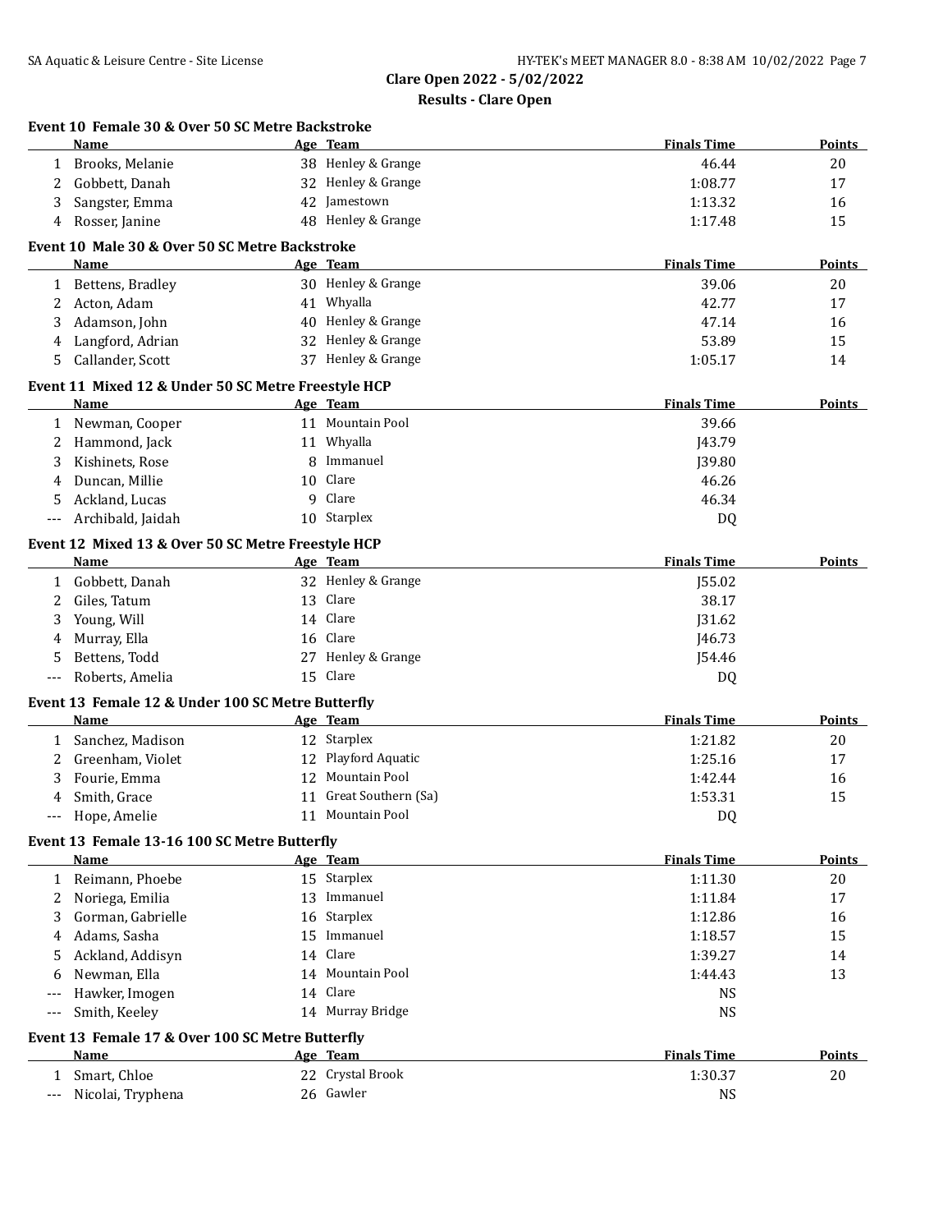# Clare Open 2022 - 5/02/2022

## Results - Clare Open

### Event 10 Female 30 & Over 50 SC Metre Backstroke

| | Name | Age | Team | Finals Time | Points |
|---|---|---|---|---|---|
| 1 | Brooks, Melanie | 38 | Henley & Grange | 46.44 | 20 |
| 2 | Gobbett, Danah | 32 | Henley & Grange | 1:08.77 | 17 |
| 3 | Sangster, Emma | 42 | Jamestown | 1:13.32 | 16 |
| 4 | Rosser, Janine | 48 | Henley & Grange | 1:17.48 | 15 |

### Event 10 Male 30 & Over 50 SC Metre Backstroke

| | Name | Age | Team | Finals Time | Points |
|---|---|---|---|---|---|
| 1 | Bettens, Bradley | 30 | Henley & Grange | 39.06 | 20 |
| 2 | Acton, Adam | 41 | Whyalla | 42.77 | 17 |
| 3 | Adamson, John | 40 | Henley & Grange | 47.14 | 16 |
| 4 | Langford, Adrian | 32 | Henley & Grange | 53.89 | 15 |
| 5 | Callander, Scott | 37 | Henley & Grange | 1:05.17 | 14 |

### Event 11 Mixed 12 & Under 50 SC Metre Freestyle HCP

| | Name | Age | Team | Finals Time | Points |
|---|---|---|---|---|---|
| 1 | Newman, Cooper | 11 | Mountain Pool | 39.66 | |
| 2 | Hammond, Jack | 11 | Whyalla | J43.79 | |
| 3 | Kishinets, Rose | 8 | Immanuel | J39.80 | |
| 4 | Duncan, Millie | 10 | Clare | 46.26 | |
| 5 | Ackland, Lucas | 9 | Clare | 46.34 | |
| --- | Archibald, Jaidah | 10 | Starplex | DQ | |

### Event 12 Mixed 13 & Over 50 SC Metre Freestyle HCP

| | Name | Age | Team | Finals Time | Points |
|---|---|---|---|---|---|
| 1 | Gobbett, Danah | 32 | Henley & Grange | J55.02 | |
| 2 | Giles, Tatum | 13 | Clare | 38.17 | |
| 3 | Young, Will | 14 | Clare | J31.62 | |
| 4 | Murray, Ella | 16 | Clare | J46.73 | |
| 5 | Bettens, Todd | 27 | Henley & Grange | J54.46 | |
| --- | Roberts, Amelia | 15 | Clare | DQ | |

### Event 13 Female 12 & Under 100 SC Metre Butterfly

| | Name | Age | Team | Finals Time | Points |
|---|---|---|---|---|---|
| 1 | Sanchez, Madison | 12 | Starplex | 1:21.82 | 20 |
| 2 | Greenham, Violet | 12 | Playford Aquatic | 1:25.16 | 17 |
| 3 | Fourie, Emma | 12 | Mountain Pool | 1:42.44 | 16 |
| 4 | Smith, Grace | 11 | Great Southern (Sa) | 1:53.31 | 15 |
| --- | Hope, Amelie | 11 | Mountain Pool | DQ | |

### Event 13 Female 13-16 100 SC Metre Butterfly

| | Name | Age | Team | Finals Time | Points |
|---|---|---|---|---|---|
| 1 | Reimann, Phoebe | 15 | Starplex | 1:11.30 | 20 |
| 2 | Noriega, Emilia | 13 | Immanuel | 1:11.84 | 17 |
| 3 | Gorman, Gabrielle | 16 | Starplex | 1:12.86 | 16 |
| 4 | Adams, Sasha | 15 | Immanuel | 1:18.57 | 15 |
| 5 | Ackland, Addisyn | 14 | Clare | 1:39.27 | 14 |
| 6 | Newman, Ella | 14 | Mountain Pool | 1:44.43 | 13 |
| --- | Hawker, Imogen | 14 | Clare | NS | |
| --- | Smith, Keeley | 14 | Murray Bridge | NS | |

### Event 13 Female 17 & Over 100 SC Metre Butterfly

| | Name | Age | Team | Finals Time | Points |
|---|---|---|---|---|---|
| 1 | Smart, Chloe | 22 | Crystal Brook | 1:30.37 | 20 |
| --- | Nicolai, Tryphena | 26 | Gawler | NS | |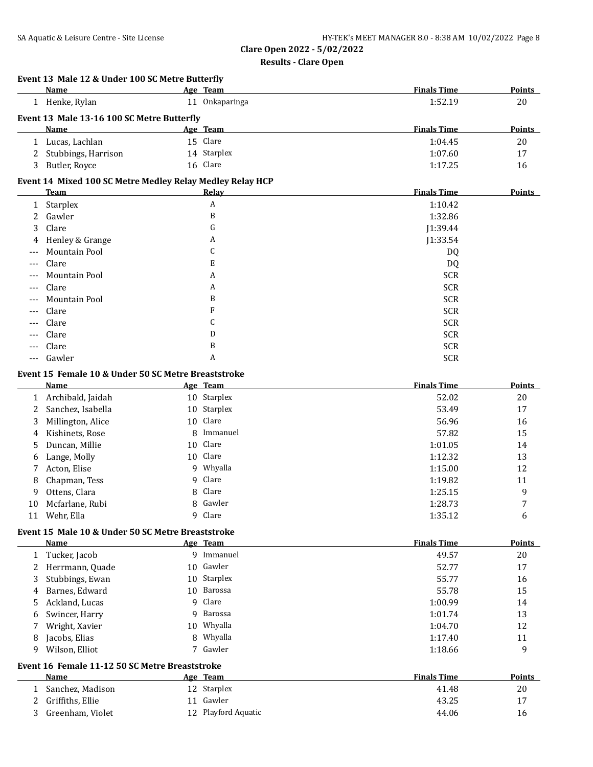## Clare Open 2022 - 5/02/2022

### Results - Clare Open

**Event 13 Male 12 & Under 100 SC Metre Butterfly**

| | Name | Age | Team | Finals Time | Points |
|---|---|---|---|---|---|
| 1 | Henke, Rylan | 11 | Onkaparinga | 1:52.19 | 20 |

**Event 13 Male 13-16 100 SC Metre Butterfly**

| | Name | Age | Team | Finals Time | Points |
|---|---|---|---|---|---|
| 1 | Lucas, Lachlan | 15 | Clare | 1:04.45 | 20 |
| 2 | Stubbings, Harrison | 14 | Starplex | 1:07.60 | 17 |
| 3 | Butler, Royce | 16 | Clare | 1:17.25 | 16 |

**Event 14 Mixed 100 SC Metre Medley Relay Medley Relay HCP**

| | Team | Relay | Finals Time | Points |
|---|---|---|---|---|
| 1 | Starplex | A | 1:10.42 | |
| 2 | Gawler | B | 1:32.86 | |
| 3 | Clare | G | J1:39.44 | |
| 4 | Henley & Grange | A | J1:33.54 | |
| --- | Mountain Pool | C | DQ | |
| --- | Clare | E | DQ | |
| --- | Mountain Pool | A | SCR | |
| --- | Clare | A | SCR | |
| --- | Mountain Pool | B | SCR | |
| --- | Clare | F | SCR | |
| --- | Clare | C | SCR | |
| --- | Clare | D | SCR | |
| --- | Clare | B | SCR | |
| --- | Gawler | A | SCR | |

**Event 15 Female 10 & Under 50 SC Metre Breaststroke**

| | Name | Age | Team | Finals Time | Points |
|---|---|---|---|---|---|
| 1 | Archibald, Jaidah | 10 | Starplex | 52.02 | 20 |
| 2 | Sanchez, Isabella | 10 | Starplex | 53.49 | 17 |
| 3 | Millington, Alice | 10 | Clare | 56.96 | 16 |
| 4 | Kishinets, Rose | 8 | Immanuel | 57.82 | 15 |
| 5 | Duncan, Millie | 10 | Clare | 1:01.05 | 14 |
| 6 | Lange, Molly | 10 | Clare | 1:12.32 | 13 |
| 7 | Acton, Elise | 9 | Whyalla | 1:15.00 | 12 |
| 8 | Chapman, Tess | 9 | Clare | 1:19.82 | 11 |
| 9 | Ottens, Clara | 8 | Clare | 1:25.15 | 9 |
| 10 | Mcfarlane, Rubi | 8 | Gawler | 1:28.73 | 7 |
| 11 | Wehr, Ella | 9 | Clare | 1:35.12 | 6 |

**Event 15 Male 10 & Under 50 SC Metre Breaststroke**

| | Name | Age | Team | Finals Time | Points |
|---|---|---|---|---|---|
| 1 | Tucker, Jacob | 9 | Immanuel | 49.57 | 20 |
| 2 | Herrmann, Quade | 10 | Gawler | 52.77 | 17 |
| 3 | Stubbings, Ewan | 10 | Starplex | 55.77 | 16 |
| 4 | Barnes, Edward | 10 | Barossa | 55.78 | 15 |
| 5 | Ackland, Lucas | 9 | Clare | 1:00.99 | 14 |
| 6 | Swincer, Harry | 9 | Barossa | 1:01.74 | 13 |
| 7 | Wright, Xavier | 10 | Whyalla | 1:04.70 | 12 |
| 8 | Jacobs, Elias | 8 | Whyalla | 1:17.40 | 11 |
| 9 | Wilson, Elliot | 7 | Gawler | 1:18.66 | 9 |

**Event 16 Female 11-12 50 SC Metre Breaststroke**

| | Name | Age | Team | Finals Time | Points |
|---|---|---|---|---|---|
| 1 | Sanchez, Madison | 12 | Starplex | 41.48 | 20 |
| 2 | Griffiths, Ellie | 11 | Gawler | 43.25 | 17 |
| 3 | Greenham, Violet | 12 | Playford Aquatic | 44.06 | 16 |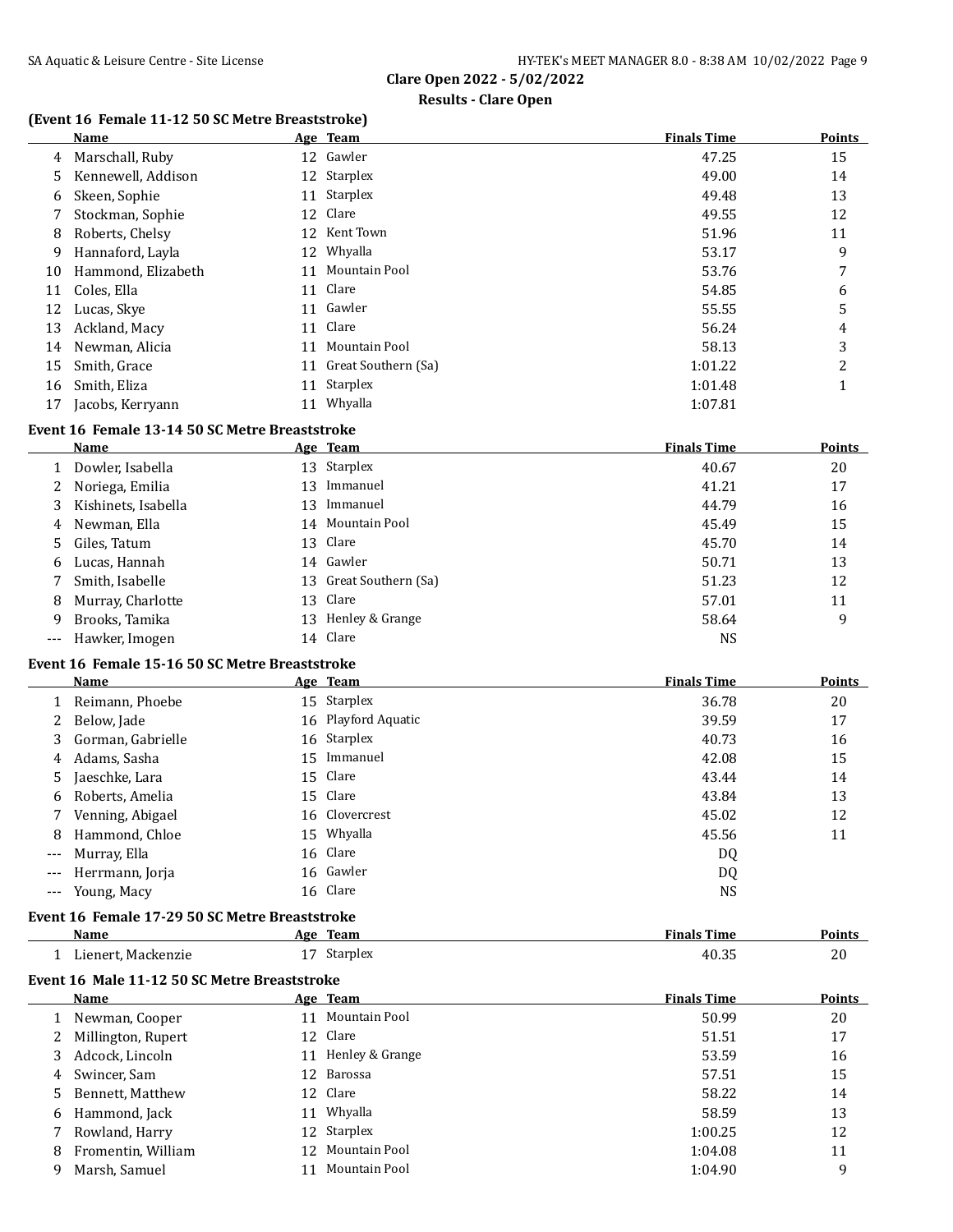## Clare Open 2022 - 5/02/2022

### Results - Clare Open

**(Event 16 Female 11-12 50 SC Metre Breaststroke)**

| | Name | Age | Team | Finals Time | Points |
|---|---|---|---|---|---|
| 4 | Marschall, Ruby | 12 | Gawler | 47.25 | 15 |
| 5 | Kennewell, Addison | 12 | Starplex | 49.00 | 14 |
| 6 | Skeen, Sophie | 11 | Starplex | 49.48 | 13 |
| 7 | Stockman, Sophie | 12 | Clare | 49.55 | 12 |
| 8 | Roberts, Chelsy | 12 | Kent Town | 51.96 | 11 |
| 9 | Hannaford, Layla | 12 | Whyalla | 53.17 | 9 |
| 10 | Hammond, Elizabeth | 11 | Mountain Pool | 53.76 | 7 |
| 11 | Coles, Ella | 11 | Clare | 54.85 | 6 |
| 12 | Lucas, Skye | 11 | Gawler | 55.55 | 5 |
| 13 | Ackland, Macy | 11 | Clare | 56.24 | 4 |
| 14 | Newman, Alicia | 11 | Mountain Pool | 58.13 | 3 |
| 15 | Smith, Grace | 11 | Great Southern (Sa) | 1:01.22 | 2 |
| 16 | Smith, Eliza | 11 | Starplex | 1:01.48 | 1 |
| 17 | Jacobs, Kerryann | 11 | Whyalla | 1:07.81 | |

**Event 16 Female 13-14 50 SC Metre Breaststroke**

| | Name | Age | Team | Finals Time | Points |
|---|---|---|---|---|---|
| 1 | Dowler, Isabella | 13 | Starplex | 40.67 | 20 |
| 2 | Noriega, Emilia | 13 | Immanuel | 41.21 | 17 |
| 3 | Kishinets, Isabella | 13 | Immanuel | 44.79 | 16 |
| 4 | Newman, Ella | 14 | Mountain Pool | 45.49 | 15 |
| 5 | Giles, Tatum | 13 | Clare | 45.70 | 14 |
| 6 | Lucas, Hannah | 14 | Gawler | 50.71 | 13 |
| 7 | Smith, Isabelle | 13 | Great Southern (Sa) | 51.23 | 12 |
| 8 | Murray, Charlotte | 13 | Clare | 57.01 | 11 |
| 9 | Brooks, Tamika | 13 | Henley & Grange | 58.64 | 9 |
| --- | Hawker, Imogen | 14 | Clare | NS | |

**Event 16 Female 15-16 50 SC Metre Breaststroke**

| | Name | Age | Team | Finals Time | Points |
|---|---|---|---|---|---|
| 1 | Reimann, Phoebe | 15 | Starplex | 36.78 | 20 |
| 2 | Below, Jade | 16 | Playford Aquatic | 39.59 | 17 |
| 3 | Gorman, Gabrielle | 16 | Starplex | 40.73 | 16 |
| 4 | Adams, Sasha | 15 | Immanuel | 42.08 | 15 |
| 5 | Jaeschke, Lara | 15 | Clare | 43.44 | 14 |
| 6 | Roberts, Amelia | 15 | Clare | 43.84 | 13 |
| 7 | Venning, Abigael | 16 | Clovercrest | 45.02 | 12 |
| 8 | Hammond, Chloe | 15 | Whyalla | 45.56 | 11 |
| --- | Murray, Ella | 16 | Clare | DQ | |
| --- | Herrmann, Jorja | 16 | Gawler | DQ | |
| --- | Young, Macy | 16 | Clare | NS | |

**Event 16 Female 17-29 50 SC Metre Breaststroke**

| | Name | Age | Team | Finals Time | Points |
|---|---|---|---|---|---|
| 1 | Lienert, Mackenzie | 17 | Starplex | 40.35 | 20 |

**Event 16 Male 11-12 50 SC Metre Breaststroke**

| | Name | Age | Team | Finals Time | Points |
|---|---|---|---|---|---|
| 1 | Newman, Cooper | 11 | Mountain Pool | 50.99 | 20 |
| 2 | Millington, Rupert | 12 | Clare | 51.51 | 17 |
| 3 | Adcock, Lincoln | 11 | Henley & Grange | 53.59 | 16 |
| 4 | Swincer, Sam | 12 | Barossa | 57.51 | 15 |
| 5 | Bennett, Matthew | 12 | Clare | 58.22 | 14 |
| 6 | Hammond, Jack | 11 | Whyalla | 58.59 | 13 |
| 7 | Rowland, Harry | 12 | Starplex | 1:00.25 | 12 |
| 8 | Fromentin, William | 12 | Mountain Pool | 1:04.08 | 11 |
| 9 | Marsh, Samuel | 11 | Mountain Pool | 1:04.90 | 9 |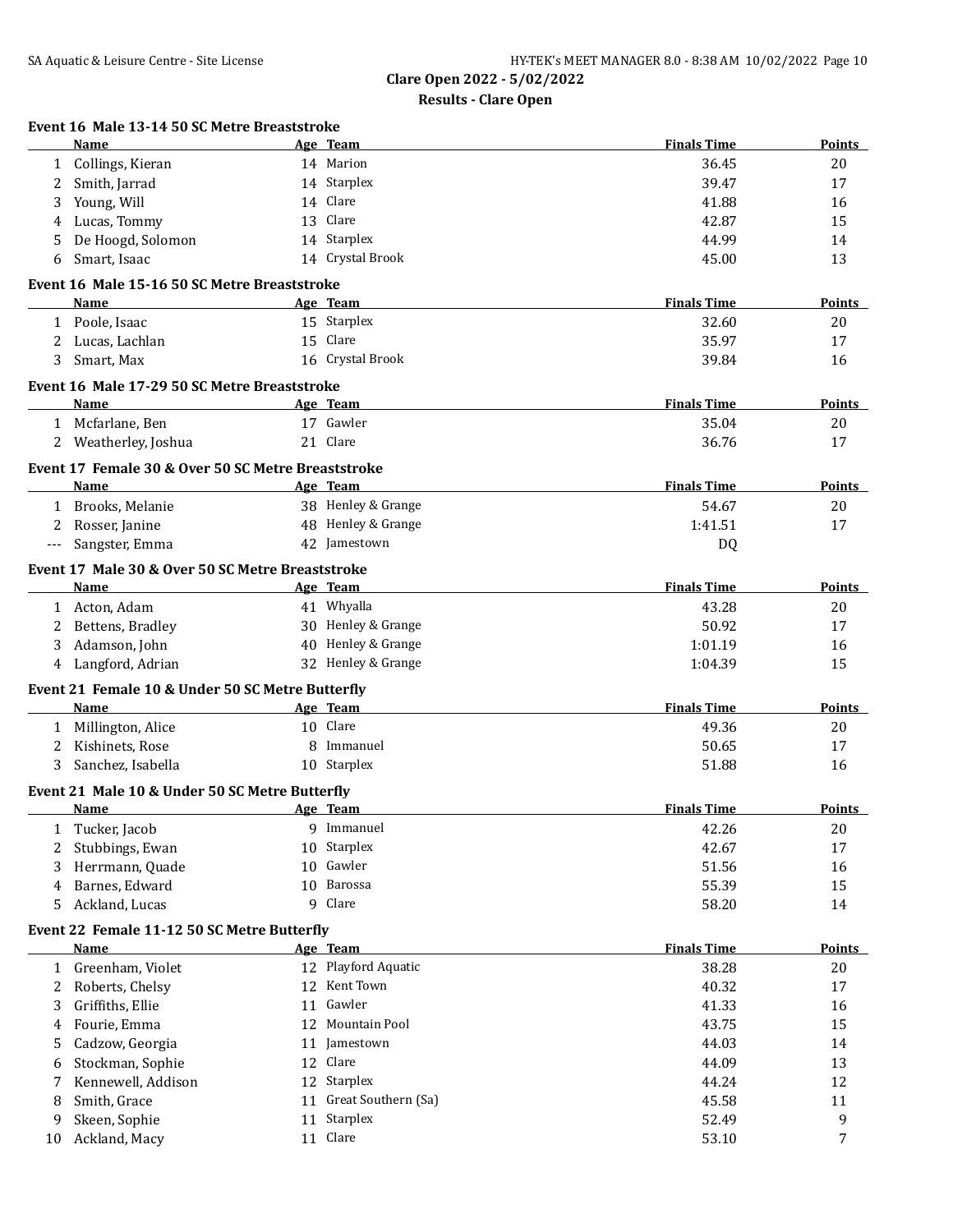**Clare Open 2022 - 5/02/2022**

**Results - Clare Open**

### Event 16 Male 13-14 50 SC Metre Breaststroke

| | Name | Age | Team | Finals Time | Points |
|---|---|---|---|---|---|
| 1 | Collings, Kieran | 14 | Marion | 36.45 | 20 |
| 2 | Smith, Jarrad | 14 | Starplex | 39.47 | 17 |
| 3 | Young, Will | 14 | Clare | 41.88 | 16 |
| 4 | Lucas, Tommy | 13 | Clare | 42.87 | 15 |
| 5 | De Hoogd, Solomon | 14 | Starplex | 44.99 | 14 |
| 6 | Smart, Isaac | 14 | Crystal Brook | 45.00 | 13 |

### Event 16 Male 15-16 50 SC Metre Breaststroke

| | Name | Age | Team | Finals Time | Points |
|---|---|---|---|---|---|
| 1 | Poole, Isaac | 15 | Starplex | 32.60 | 20 |
| 2 | Lucas, Lachlan | 15 | Clare | 35.97 | 17 |
| 3 | Smart, Max | 16 | Crystal Brook | 39.84 | 16 |

### Event 16 Male 17-29 50 SC Metre Breaststroke

| | Name | Age | Team | Finals Time | Points |
|---|---|---|---|---|---|
| 1 | Mcfarlane, Ben | 17 | Gawler | 35.04 | 20 |
| 2 | Weatherley, Joshua | 21 | Clare | 36.76 | 17 |

### Event 17 Female 30 & Over 50 SC Metre Breaststroke

| | Name | Age | Team | Finals Time | Points |
|---|---|---|---|---|---|
| 1 | Brooks, Melanie | 38 | Henley & Grange | 54.67 | 20 |
| 2 | Rosser, Janine | 48 | Henley & Grange | 1:41.51 | 17 |
| --- | Sangster, Emma | 42 | Jamestown | DQ | |

### Event 17 Male 30 & Over 50 SC Metre Breaststroke

| | Name | Age | Team | Finals Time | Points |
|---|---|---|---|---|---|
| 1 | Acton, Adam | 41 | Whyalla | 43.28 | 20 |
| 2 | Bettens, Bradley | 30 | Henley & Grange | 50.92 | 17 |
| 3 | Adamson, John | 40 | Henley & Grange | 1:01.19 | 16 |
| 4 | Langford, Adrian | 32 | Henley & Grange | 1:04.39 | 15 |

### Event 21 Female 10 & Under 50 SC Metre Butterfly

| | Name | Age | Team | Finals Time | Points |
|---|---|---|---|---|---|
| 1 | Millington, Alice | 10 | Clare | 49.36 | 20 |
| 2 | Kishinets, Rose | 8 | Immanuel | 50.65 | 17 |
| 3 | Sanchez, Isabella | 10 | Starplex | 51.88 | 16 |

### Event 21 Male 10 & Under 50 SC Metre Butterfly

| | Name | Age | Team | Finals Time | Points |
|---|---|---|---|---|---|
| 1 | Tucker, Jacob | 9 | Immanuel | 42.26 | 20 |
| 2 | Stubbings, Ewan | 10 | Starplex | 42.67 | 17 |
| 3 | Herrmann, Quade | 10 | Gawler | 51.56 | 16 |
| 4 | Barnes, Edward | 10 | Barossa | 55.39 | 15 |
| 5 | Ackland, Lucas | 9 | Clare | 58.20 | 14 |

### Event 22 Female 11-12 50 SC Metre Butterfly

| | Name | Age | Team | Finals Time | Points |
|---|---|---|---|---|---|
| 1 | Greenham, Violet | 12 | Playford Aquatic | 38.28 | 20 |
| 2 | Roberts, Chelsy | 12 | Kent Town | 40.32 | 17 |
| 3 | Griffiths, Ellie | 11 | Gawler | 41.33 | 16 |
| 4 | Fourie, Emma | 12 | Mountain Pool | 43.75 | 15 |
| 5 | Cadzow, Georgia | 11 | Jamestown | 44.03 | 14 |
| 6 | Stockman, Sophie | 12 | Clare | 44.09 | 13 |
| 7 | Kennewell, Addison | 12 | Starplex | 44.24 | 12 |
| 8 | Smith, Grace | 11 | Great Southern (Sa) | 45.58 | 11 |
| 9 | Skeen, Sophie | 11 | Starplex | 52.49 | 9 |
| 10 | Ackland, Macy | 11 | Clare | 53.10 | 7 |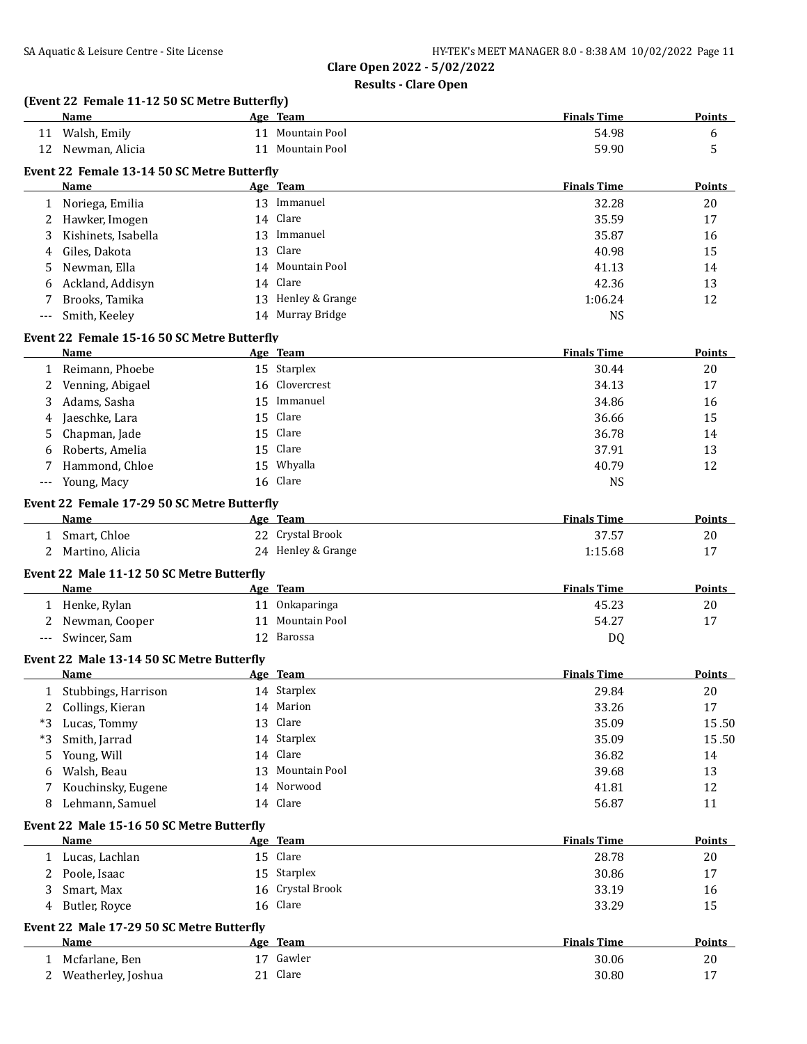## Clare Open 2022 - 5/02/2022

## Results - Clare Open

### (Event 22 Female 11-12 50 SC Metre Butterfly)

| | Name | Age | Team | Finals Time | Points |
|---|---|---|---|---|---|
| 11 | Walsh, Emily | 11 | Mountain Pool | 54.98 | 6 |
| 12 | Newman, Alicia | 11 | Mountain Pool | 59.90 | 5 |

### Event 22 Female 13-14 50 SC Metre Butterfly

| | Name | Age | Team | Finals Time | Points |
|---|---|---|---|---|---|
| 1 | Noriega, Emilia | 13 | Immanuel | 32.28 | 20 |
| 2 | Hawker, Imogen | 14 | Clare | 35.59 | 17 |
| 3 | Kishinets, Isabella | 13 | Immanuel | 35.87 | 16 |
| 4 | Giles, Dakota | 13 | Clare | 40.98 | 15 |
| 5 | Newman, Ella | 14 | Mountain Pool | 41.13 | 14 |
| 6 | Ackland, Addisyn | 14 | Clare | 42.36 | 13 |
| 7 | Brooks, Tamika | 13 | Henley & Grange | 1:06.24 | 12 |
| --- | Smith, Keeley | 14 | Murray Bridge | NS | |

### Event 22 Female 15-16 50 SC Metre Butterfly

| | Name | Age | Team | Finals Time | Points |
|---|---|---|---|---|---|
| 1 | Reimann, Phoebe | 15 | Starplex | 30.44 | 20 |
| 2 | Venning, Abigael | 16 | Clovercrest | 34.13 | 17 |
| 3 | Adams, Sasha | 15 | Immanuel | 34.86 | 16 |
| 4 | Jaeschke, Lara | 15 | Clare | 36.66 | 15 |
| 5 | Chapman, Jade | 15 | Clare | 36.78 | 14 |
| 6 | Roberts, Amelia | 15 | Clare | 37.91 | 13 |
| 7 | Hammond, Chloe | 15 | Whyalla | 40.79 | 12 |
| --- | Young, Macy | 16 | Clare | NS | |

### Event 22 Female 17-29 50 SC Metre Butterfly

| | Name | Age | Team | Finals Time | Points |
|---|---|---|---|---|---|
| 1 | Smart, Chloe | 22 | Crystal Brook | 37.57 | 20 |
| 2 | Martino, Alicia | 24 | Henley & Grange | 1:15.68 | 17 |

### Event 22 Male 11-12 50 SC Metre Butterfly

| | Name | Age | Team | Finals Time | Points |
|---|---|---|---|---|---|
| 1 | Henke, Rylan | 11 | Onkaparinga | 45.23 | 20 |
| 2 | Newman, Cooper | 11 | Mountain Pool | 54.27 | 17 |
| --- | Swincer, Sam | 12 | Barossa | DQ | |

### Event 22 Male 13-14 50 SC Metre Butterfly

| | Name | Age | Team | Finals Time | Points |
|---|---|---|---|---|---|
| 1 | Stubbings, Harrison | 14 | Starplex | 29.84 | 20 |
| 2 | Collings, Kieran | 14 | Marion | 33.26 | 17 |
| *3 | Lucas, Tommy | 13 | Clare | 35.09 | 15.50 |
| *3 | Smith, Jarrad | 14 | Starplex | 35.09 | 15.50 |
| 5 | Young, Will | 14 | Clare | 36.82 | 14 |
| 6 | Walsh, Beau | 13 | Mountain Pool | 39.68 | 13 |
| 7 | Kouchinsky, Eugene | 14 | Norwood | 41.81 | 12 |
| 8 | Lehmann, Samuel | 14 | Clare | 56.87 | 11 |

### Event 22 Male 15-16 50 SC Metre Butterfly

| | Name | Age | Team | Finals Time | Points |
|---|---|---|---|---|---|
| 1 | Lucas, Lachlan | 15 | Clare | 28.78 | 20 |
| 2 | Poole, Isaac | 15 | Starplex | 30.86 | 17 |
| 3 | Smart, Max | 16 | Crystal Brook | 33.19 | 16 |
| 4 | Butler, Royce | 16 | Clare | 33.29 | 15 |

### Event 22 Male 17-29 50 SC Metre Butterfly

| | Name | Age | Team | Finals Time | Points |
|---|---|---|---|---|---|
| 1 | Mcfarlane, Ben | 17 | Gawler | 30.06 | 20 |
| 2 | Weatherley, Joshua | 21 | Clare | 30.80 | 17 |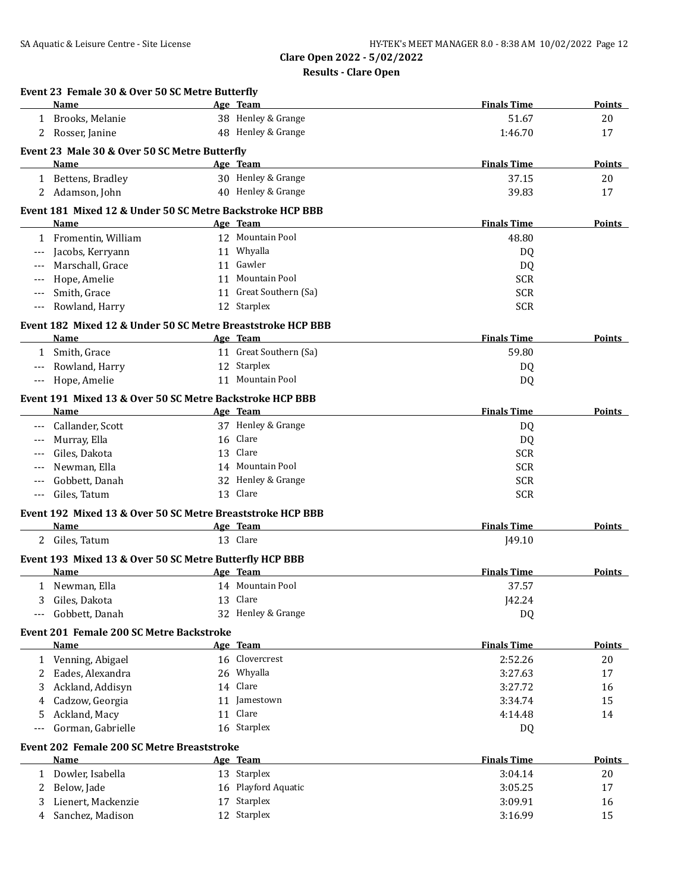**Clare Open 2022 - 5/02/2022**

**Results - Clare Open**

### Event 23 Female 30 & Over 50 SC Metre Butterfly

| | Name | Age | Team | Finals Time | Points |
|---|---|---|---|---|---|
| 1 | Brooks, Melanie | 38 | Henley & Grange | 51.67 | 20 |
| 2 | Rosser, Janine | 48 | Henley & Grange | 1:46.70 | 17 |

### Event 23 Male 30 & Over 50 SC Metre Butterfly

| | Name | Age | Team | Finals Time | Points |
|---|---|---|---|---|---|
| 1 | Bettens, Bradley | 30 | Henley & Grange | 37.15 | 20 |
| 2 | Adamson, John | 40 | Henley & Grange | 39.83 | 17 |

### Event 181 Mixed 12 & Under 50 SC Metre Backstroke HCP BBB

| | Name | Age | Team | Finals Time | Points |
|---|---|---|---|---|---|
| 1 | Fromentin, William | 12 | Mountain Pool | 48.80 | |
| --- | Jacobs, Kerryann | 11 | Whyalla | DQ | |
| --- | Marschall, Grace | 11 | Gawler | DQ | |
| --- | Hope, Amelie | 11 | Mountain Pool | SCR | |
| --- | Smith, Grace | 11 | Great Southern (Sa) | SCR | |
| --- | Rowland, Harry | 12 | Starplex | SCR | |

### Event 182 Mixed 12 & Under 50 SC Metre Breaststroke HCP BBB

| | Name | Age | Team | Finals Time | Points |
|---|---|---|---|---|---|
| 1 | Smith, Grace | 11 | Great Southern (Sa) | 59.80 | |
| --- | Rowland, Harry | 12 | Starplex | DQ | |
| --- | Hope, Amelie | 11 | Mountain Pool | DQ | |

### Event 191 Mixed 13 & Over 50 SC Metre Backstroke HCP BBB

| | Name | Age | Team | Finals Time | Points |
|---|---|---|---|---|---|
| --- | Callander, Scott | 37 | Henley & Grange | DQ | |
| --- | Murray, Ella | 16 | Clare | DQ | |
| --- | Giles, Dakota | 13 | Clare | SCR | |
| --- | Newman, Ella | 14 | Mountain Pool | SCR | |
| --- | Gobbett, Danah | 32 | Henley & Grange | SCR | |
| --- | Giles, Tatum | 13 | Clare | SCR | |

### Event 192 Mixed 13 & Over 50 SC Metre Breaststroke HCP BBB

| | Name | Age | Team | Finals Time | Points |
|---|---|---|---|---|---|
| 2 | Giles, Tatum | 13 | Clare | J49.10 | |

### Event 193 Mixed 13 & Over 50 SC Metre Butterfly HCP BBB

| | Name | Age | Team | Finals Time | Points |
|---|---|---|---|---|---|
| 1 | Newman, Ella | 14 | Mountain Pool | 37.57 | |
| 3 | Giles, Dakota | 13 | Clare | J42.24 | |
| --- | Gobbett, Danah | 32 | Henley & Grange | DQ | |

### Event 201 Female 200 SC Metre Backstroke

| | Name | Age | Team | Finals Time | Points |
|---|---|---|---|---|---|
| 1 | Venning, Abigael | 16 | Clovercrest | 2:52.26 | 20 |
| 2 | Eades, Alexandra | 26 | Whyalla | 3:27.63 | 17 |
| 3 | Ackland, Addisyn | 14 | Clare | 3:27.72 | 16 |
| 4 | Cadzow, Georgia | 11 | Jamestown | 3:34.74 | 15 |
| 5 | Ackland, Macy | 11 | Clare | 4:14.48 | 14 |
| --- | Gorman, Gabrielle | 16 | Starplex | DQ | |

### Event 202 Female 200 SC Metre Breaststroke

| | Name | Age | Team | Finals Time | Points |
|---|---|---|---|---|---|
| 1 | Dowler, Isabella | 13 | Starplex | 3:04.14 | 20 |
| 2 | Below, Jade | 16 | Playford Aquatic | 3:05.25 | 17 |
| 3 | Lienert, Mackenzie | 17 | Starplex | 3:09.91 | 16 |
| 4 | Sanchez, Madison | 12 | Starplex | 3:16.99 | 15 |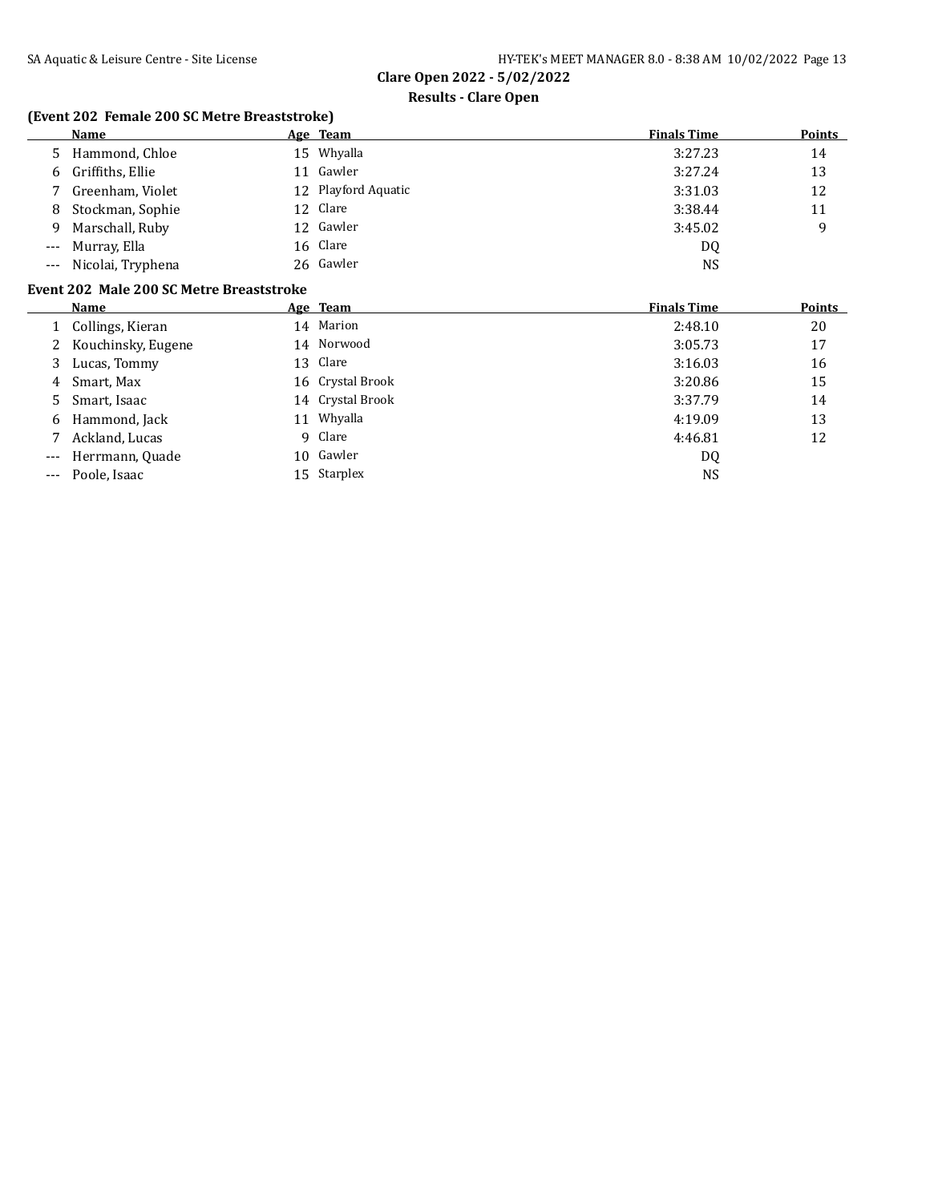## Clare Open 2022 - 5/02/2022

### Results - Clare Open

**(Event 202 Female 200 SC Metre Breaststroke)**

| | Name | Age | Team | Finals Time | Points |
|---|---|---|---|---|---|
| 5 | Hammond, Chloe | 15 | Whyalla | 3:27.23 | 14 |
| 6 | Griffiths, Ellie | 11 | Gawler | 3:27.24 | 13 |
| 7 | Greenham, Violet | 12 | Playford Aquatic | 3:31.03 | 12 |
| 8 | Stockman, Sophie | 12 | Clare | 3:38.44 | 11 |
| 9 | Marschall, Ruby | 12 | Gawler | 3:45.02 | 9 |
| --- | Murray, Ella | 16 | Clare | DQ | |
| --- | Nicolai, Tryphena | 26 | Gawler | NS | |

**Event 202 Male 200 SC Metre Breaststroke**

| | Name | Age | Team | Finals Time | Points |
|---|---|---|---|---|---|
| 1 | Collings, Kieran | 14 | Marion | 2:48.10 | 20 |
| 2 | Kouchinsky, Eugene | 14 | Norwood | 3:05.73 | 17 |
| 3 | Lucas, Tommy | 13 | Clare | 3:16.03 | 16 |
| 4 | Smart, Max | 16 | Crystal Brook | 3:20.86 | 15 |
| 5 | Smart, Isaac | 14 | Crystal Brook | 3:37.79 | 14 |
| 6 | Hammond, Jack | 11 | Whyalla | 4:19.09 | 13 |
| 7 | Ackland, Lucas | 9 | Clare | 4:46.81 | 12 |
| --- | Herrmann, Quade | 10 | Gawler | DQ | |
| --- | Poole, Isaac | 15 | Starplex | NS | |